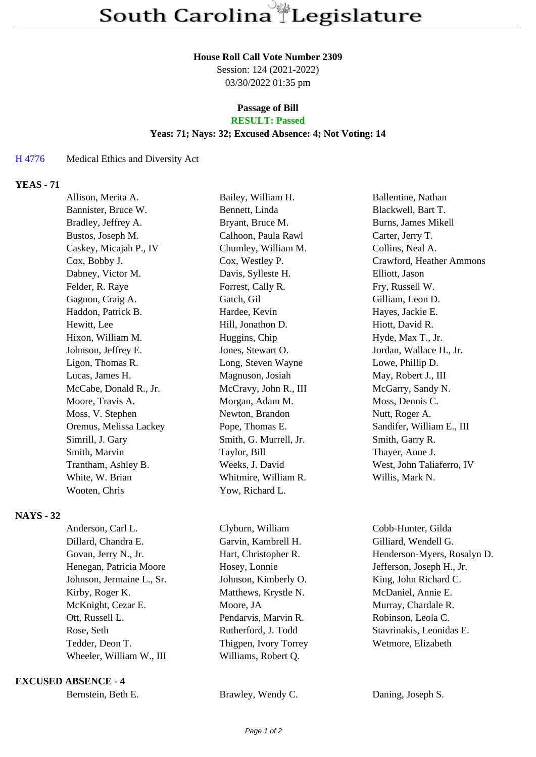# South Carolina Legislature

**House Roll Call Vote Number 2309**
Session: 124 (2021-2022)
03/30/2022 01:35 pm

**Passage of Bill**
**RESULT: Passed**
**Yeas: 71; Nays: 32; Excused Absence: 4; Not Voting: 14**

H 4776 Medical Ethics and Diversity Act

## YEAS - 71

| | | |
|---|---|---|
| Allison, Merita A. | Bailey, William H. | Ballentine, Nathan |
| Bannister, Bruce W. | Bennett, Linda | Blackwell, Bart T. |
| Bradley, Jeffrey A. | Bryant, Bruce M. | Burns, James Mikell |
| Bustos, Joseph M. | Calhoon, Paula Rawl | Carter, Jerry T. |
| Caskey, Micajah P., IV | Chumley, William M. | Collins, Neal A. |
| Cox, Bobby J. | Cox, Westley P. | Crawford, Heather Ammons |
| Dabney, Victor M. | Davis, Sylleste H. | Elliott, Jason |
| Felder, R. Raye | Forrest, Cally R. | Fry, Russell W. |
| Gagnon, Craig A. | Gatch, Gil | Gilliam, Leon D. |
| Haddon, Patrick B. | Hardee, Kevin | Hayes, Jackie E. |
| Hewitt, Lee | Hill, Jonathon D. | Hiott, David R. |
| Hixon, William M. | Huggins, Chip | Hyde, Max T., Jr. |
| Johnson, Jeffrey E. | Jones, Stewart O. | Jordan, Wallace H., Jr. |
| Ligon, Thomas R. | Long, Steven Wayne | Lowe, Phillip D. |
| Lucas, James H. | Magnuson, Josiah | May, Robert J., III |
| McCabe, Donald R., Jr. | McCravy, John R., III | McGarry, Sandy N. |
| Moore, Travis A. | Morgan, Adam M. | Moss, Dennis C. |
| Moss, V. Stephen | Newton, Brandon | Nutt, Roger A. |
| Oremus, Melissa Lackey | Pope, Thomas E. | Sandifer, William E., III |
| Simrill, J. Gary | Smith, G. Murrell, Jr. | Smith, Garry R. |
| Smith, Marvin | Taylor, Bill | Thayer, Anne J. |
| Trantham, Ashley B. | Weeks, J. David | West, John Taliaferro, IV |
| White, W. Brian | Whitmire, William R. | Willis, Mark N. |
| Wooten, Chris | Yow, Richard L. | |

## NAYS - 32

| | | |
|---|---|---|
| Anderson, Carl L. | Clyburn, William | Cobb-Hunter, Gilda |
| Dillard, Chandra E. | Garvin, Kambrell H. | Gilliard, Wendell G. |
| Govan, Jerry N., Jr. | Hart, Christopher R. | Henderson-Myers, Rosalyn D. |
| Henegan, Patricia Moore | Hosey, Lonnie | Jefferson, Joseph H., Jr. |
| Johnson, Jermaine L., Sr. | Johnson, Kimberly O. | King, John Richard C. |
| Kirby, Roger K. | Matthews, Krystle N. | McDaniel, Annie E. |
| McKnight, Cezar E. | Moore, JA | Murray, Chardale R. |
| Ott, Russell L. | Pendarvis, Marvin R. | Robinson, Leola C. |
| Rose, Seth | Rutherford, J. Todd | Stavrinakis, Leonidas E. |
| Tedder, Deon T. | Thigpen, Ivory Torrey | Wetmore, Elizabeth |
| Wheeler, William W., III | Williams, Robert Q. | |

## EXCUSED ABSENCE - 4

| | | |
|---|---|---|
| Bernstein, Beth E. | Brawley, Wendy C. | Daning, Joseph S. |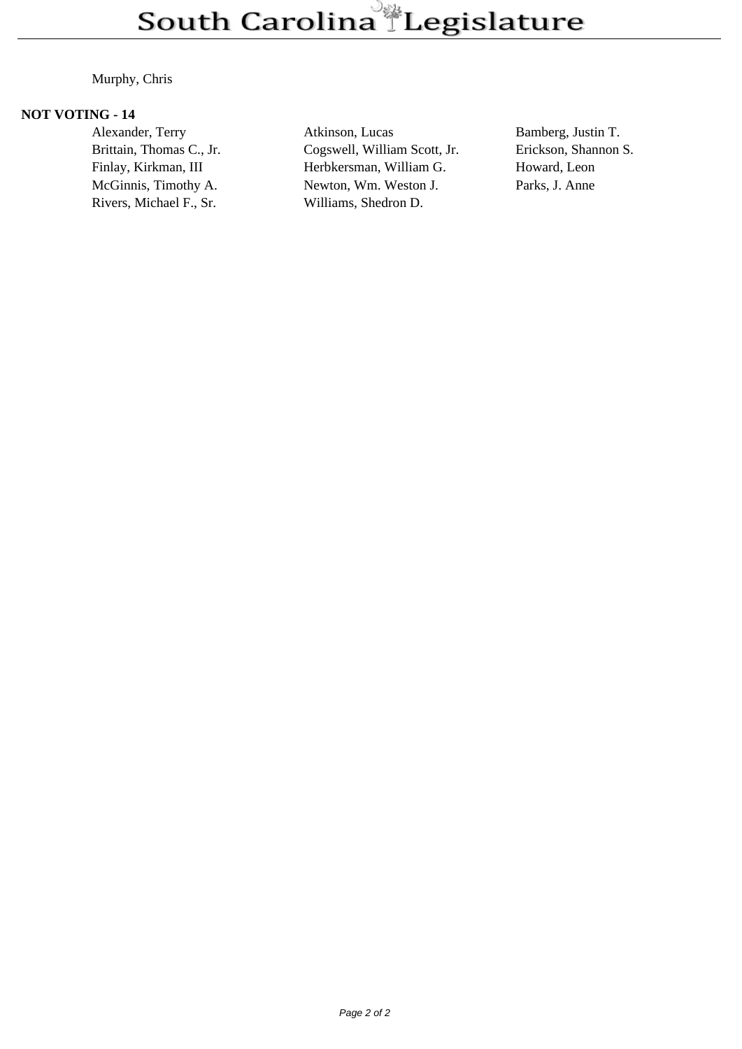Murphy, Chris

**NOT VOTING - 14**

| | | |
|---|---|---|
| Alexander, Terry | Atkinson, Lucas | Bamberg, Justin T. |
| Brittain, Thomas C., Jr. | Cogswell, William Scott, Jr. | Erickson, Shannon S. |
| Finlay, Kirkman, III | Herbkersman, William G. | Howard, Leon |
| McGinnis, Timothy A. | Newton, Wm. Weston J. | Parks, J. Anne |
| Rivers, Michael F., Sr. | Williams, Shedron D. | |